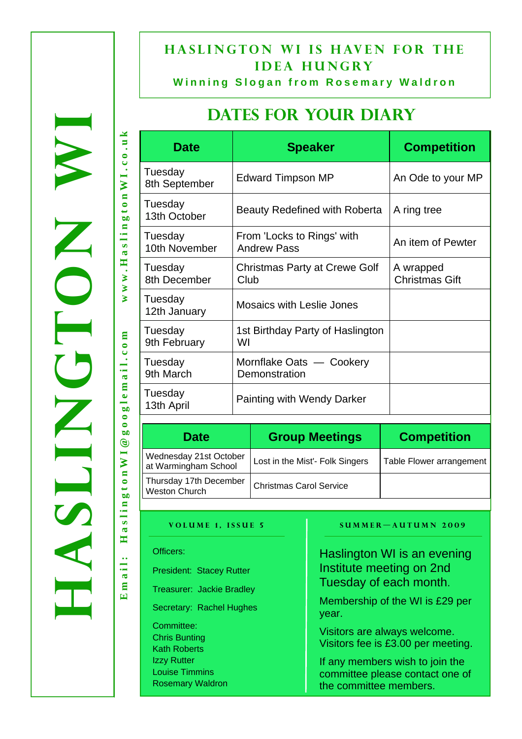# HASLINGTON WI

Email: HaslingtonWI@googlemail.com www.HaslingtonWI.co.uk

**HASLINGTON WI IS HAVEN FOR THE IDEA HUNGRY**

**Winning Slogan from Rosemary Waldron**

## DATES FOR YOUR DIARY

| Date | Speaker | Competition |
|---|---|---|
| Tuesday 8th September | Edward Timpson MP | An Ode to your MP |
| Tuesday 13th October | Beauty Redefined with Roberta | A ring tree |
| Tuesday 10th November | From 'Locks to Rings' with Andrew Pass | An item of Pewter |
| Tuesday 8th December | Christmas Party at Crewe Golf Club | A wrapped Christmas Gift |
| Tuesday 12th January | Mosaics with Leslie Jones | |
| Tuesday 9th February | 1st Birthday Party of Haslington WI | |
| Tuesday 9th March | Mornflake Oats — Cookery Demonstration | |
| Tuesday 13th April | Painting with Wendy Darker | |

| Date | Group Meetings | Competition |
|---|---|---|
| Wednesday 21st October at Warmingham School | Lost in the Mist'- Folk Singers | Table Flower arrangement |
| Thursday 17th December Weston Church | Christmas Carol Service | |

**VOLUME 1, ISSUE 5**

Officers:

President: Stacey Rutter

Treasurer: Jackie Bradley

Secretary: Rachel Hughes

Committee:
Chris Bunting
Kath Roberts
Izzy Rutter
Louise Timmins
Rosemary Waldron

**SUMMER—AUTUMN 2009**

Haslington WI is an evening Institute meeting on 2nd Tuesday of each month.

Membership of the WI is £29 per year.

Visitors are always welcome. Visitors fee is £3.00 per meeting.

If any members wish to join the committee please contact one of the committee members.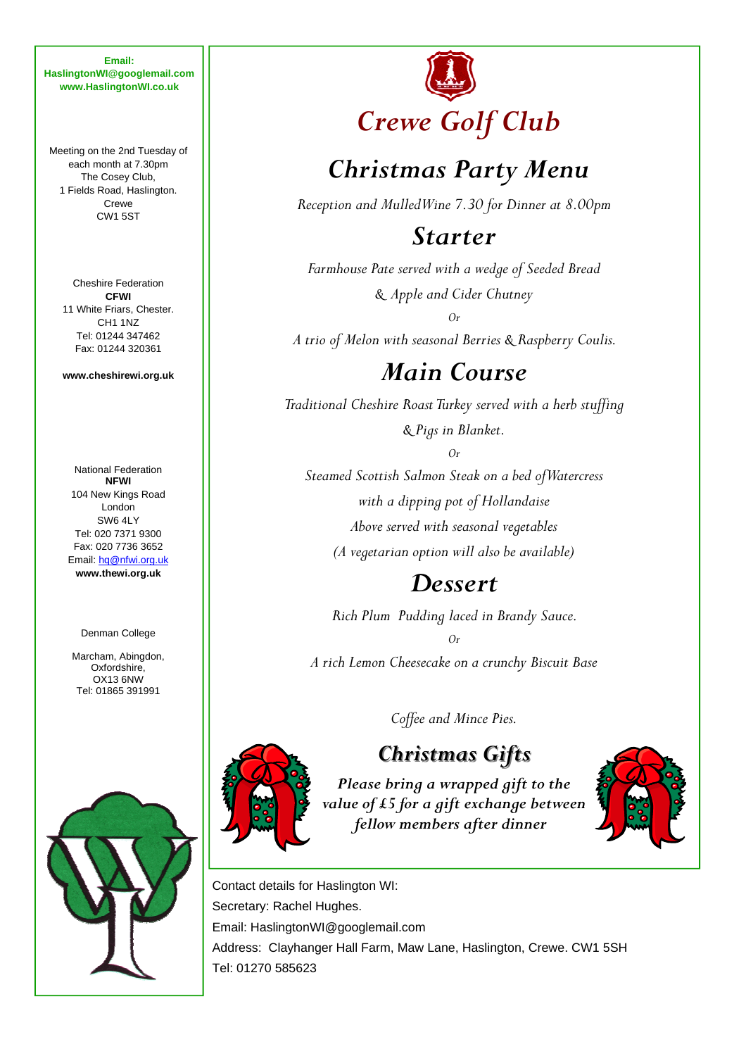**Email:**
**HaslingtonWI@googlemail.com**
**www.HaslingtonWI.co.uk**

Meeting on the 2nd Tuesday of each month at 7.30pm
The Cosey Club,
1 Fields Road, Haslington.
Crewe
CW1 5ST

Cheshire Federation
**CFWI**
11 White Friars, Chester.
CH1 1NZ
Tel: 01244 347462
Fax: 01244 320361

**www.cheshirewi.org.uk**

National Federation
**NFWI**
104 New Kings Road
London
SW6 4LY
Tel: 020 7371 9300
Fax: 020 7736 3652
Email: hq@nfwi.org.uk
**www.thewi.org.uk**

Denman College

Marcham, Abingdon,
Oxfordshire,
OX13 6NW
Tel: 01865 391991

# *Crewe Golf Club*

## *Christmas Party Menu*

*Reception and MulledWine 7.30 for Dinner at 8.00pm*

## *Starter*

*Farmhouse Pate served with a wedge of Seeded Bread*
*& Apple and Cider Chutney*

*Or*

*A trio of Melon with seasonal Berries & Raspberry Coulis.*

## *Main Course*

*Traditional Cheshire Roast Turkey served with a herb stuffing*
*& Pigs in Blanket.*

*Or*

*Steamed Scottish Salmon Steak on a bed of Watercress*
*with a dipping pot of Hollandaise*
*Above served with seasonal vegetables*
*(A vegetarian option will also be available)*

## *Dessert*

*Rich Plum Pudding laced in Brandy Sauce.*

*Or*

*A rich Lemon Cheesecake on a crunchy Biscuit Base*

*Coffee and Mince Pies.*

## *Christmas Gifts*

***Please bring a wrapped gift to the value of £5 for a gift exchange between fellow members after dinner***

Contact details for Haslington WI:
Secretary: Rachel Hughes.
Email: HaslingtonWI@googlemail.com
Address: Clayhanger Hall Farm, Maw Lane, Haslington, Crewe. CW1 5SH
Tel: 01270 585623